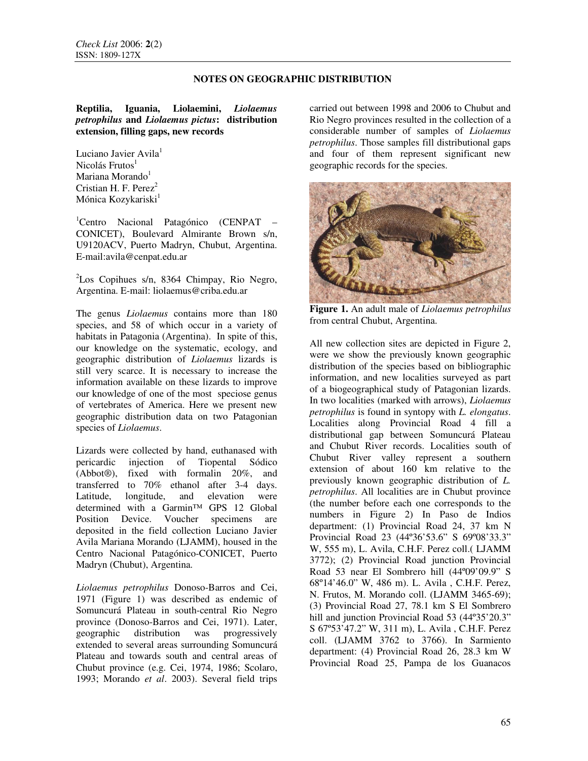## NOTES ON GEOGRAPHIC DISTRIBUTION

### Reptilia, Iguania, Liolaemini, *Liolaemus petrophilus* and *Liolaemus pictus*: distribution extension, filling gaps, new records

Luciano Javier Avila[1]
Nicolás Frutos[1]
Mariana Morando[1]
Cristian H. F. Perez[2]
Mónica Kozykariski[1]

[1]Centro Nacional Patagónico (CENPAT – CONICET), Boulevard Almirante Brown s/n, U9120ACV, Puerto Madryn, Chubut, Argentina. E-mail:avila@cenpat.edu.ar

[2]Los Copihues s/n, 8364 Chimpay, Rio Negro, Argentina. E-mail: liolaemus@criba.edu.ar

The genus *Liolaemus* contains more than 180 species, and 58 of which occur in a variety of habitats in Patagonia (Argentina). In spite of this, our knowledge on the systematic, ecology, and geographic distribution of *Liolaemus* lizards is still very scarce. It is necessary to increase the information available on these lizards to improve our knowledge of one of the most speciose genus of vertebrates of America. Here we present new geographic distribution data on two Patagonian species of *Liolaemus*.

Lizards were collected by hand, euthanased with pericardic injection of Tiopental Sódico (Abbot®), fixed with formalin 20%, and transferred to 70% ethanol after 3-4 days. Latitude, longitude, and elevation were determined with a Garmin™ GPS 12 Global Position Device. Voucher specimens are deposited in the field collection Luciano Javier Avila Mariana Morando (LJAMM), housed in the Centro Nacional Patagónico-CONICET, Puerto Madryn (Chubut), Argentina.

*Liolaemus petrophilus* Donoso-Barros and Cei, 1971 (Figure 1) was described as endemic of Somuncurá Plateau in south-central Rio Negro province (Donoso-Barros and Cei, 1971). Later, geographic distribution was progressively extended to several areas surrounding Somuncurá Plateau and towards south and central areas of Chubut province (e.g. Cei, 1974, 1986; Scolaro, 1993; Morando *et al*. 2003). Several field trips carried out between 1998 and 2006 to Chubut and Rio Negro provinces resulted in the collection of a considerable number of samples of *Liolaemus petrophilus*. Those samples fill distributional gaps and four of them represent significant new geographic records for the species.

**Figure 1.** An adult male of *Liolaemus petrophilus* from central Chubut, Argentina.

All new collection sites are depicted in Figure 2, were we show the previously known geographic distribution of the species based on bibliographic information, and new localities surveyed as part of a biogeographical study of Patagonian lizards. In two localities (marked with arrows), *Liolaemus petrophilus* is found in syntopy with *L. elongatus*. Localities along Provincial Road 4 fill a distributional gap between Somuncurá Plateau and Chubut River records. Localities south of Chubut River valley represent a southern extension of about 160 km relative to the previously known geographic distribution of *L. petrophilus*. All localities are in Chubut province (the number before each one corresponds to the numbers in Figure 2) In Paso de Indios department: (1) Provincial Road 24, 37 km N Provincial Road 23 (44º36'53.6" S 69º08'33.3" W, 555 m), L. Avila, C.H.F. Perez coll.( LJAMM 3772); (2) Provincial Road junction Provincial Road 53 near El Sombrero hill (44º09'09.9" S 68º14'46.0" W, 486 m). L. Avila , C.H.F. Perez, N. Frutos, M. Morando coll. (LJAMM 3465-69); (3) Provincial Road 27, 78.1 km S El Sombrero hill and junction Provincial Road 53 (44º35'20.3" S 67º53'47.2" W, 311 m), L. Avila , C.H.F. Perez coll. (LJAMM 3762 to 3766). In Sarmiento department: (4) Provincial Road 26, 28.3 km W Provincial Road 25, Pampa de los Guanacos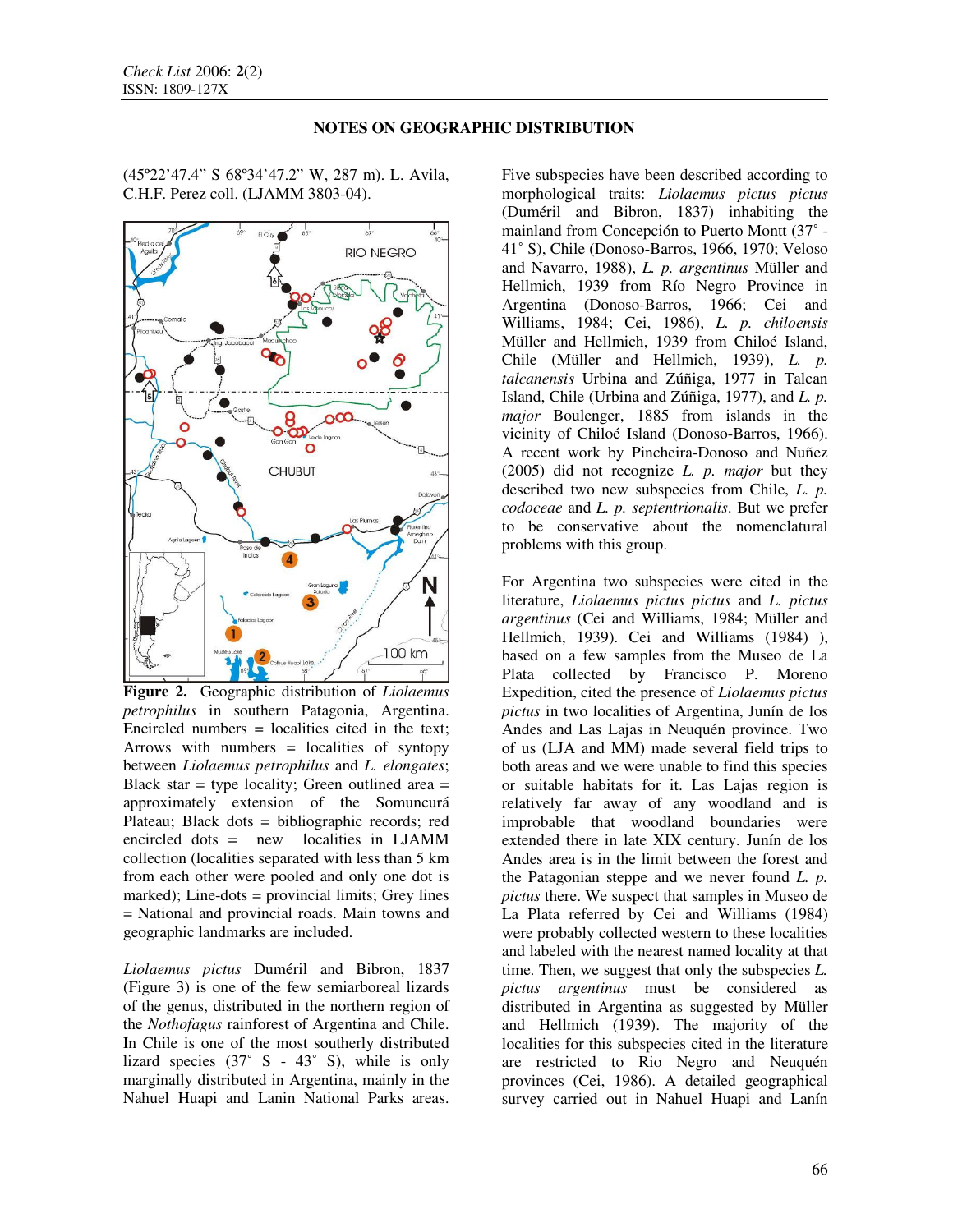(45º22'47.4" S 68º34'47.2" W, 287 m). L. Avila, C.H.F. Perez coll. (LJAMM 3803-04).

**Figure 2.** Geographic distribution of *Liolaemus petrophilus* in southern Patagonia, Argentina. Encircled numbers = localities cited in the text; Arrows with numbers = localities of syntopy between *Liolaemus petrophilus* and *L. elongates*; Black star = type locality; Green outlined area = approximately extension of the Somuncurá Plateau; Black dots = bibliographic records; red encircled dots = new localities in LJAMM collection (localities separated with less than 5 km from each other were pooled and only one dot is marked); Line-dots = provincial limits; Grey lines = National and provincial roads. Main towns and geographic landmarks are included.

*Liolaemus pictus* Duméril and Bibron, 1837 (Figure 3) is one of the few semiarboreal lizards of the genus, distributed in the northern region of the *Nothofagus* rainforest of Argentina and Chile. In Chile is one of the most southerly distributed lizard species (37˚ S - 43˚ S), while is only marginally distributed in Argentina, mainly in the Nahuel Huapi and Lanin National Parks areas. Five subspecies have been described according to morphological traits: *Liolaemus pictus pictus* (Duméril and Bibron, 1837) inhabiting the mainland from Concepción to Puerto Montt (37˚ - 41˚ S), Chile (Donoso-Barros, 1966, 1970; Veloso and Navarro, 1988), *L. p. argentinus* Müller and Hellmich, 1939 from Río Negro Province in Argentina (Donoso-Barros, 1966; Cei and Williams, 1984; Cei, 1986), *L. p. chiloensis* Müller and Hellmich, 1939 from Chiloé Island, Chile (Müller and Hellmich, 1939), *L. p. talcanensis* Urbina and Zúñiga, 1977 in Talcan Island, Chile (Urbina and Zúñiga, 1977), and *L. p. major* Boulenger, 1885 from islands in the vicinity of Chiloé Island (Donoso-Barros, 1966). A recent work by Pincheira-Donoso and Nuñez (2005) did not recognize *L. p. major* but they described two new subspecies from Chile, *L. p. codoceae* and *L. p. septentrionalis*. But we prefer to be conservative about the nomenclatural problems with this group.

For Argentina two subspecies were cited in the literature, *Liolaemus pictus pictus* and *L. pictus argentinus* (Cei and Williams, 1984; Müller and Hellmich, 1939). Cei and Williams (1984) ), based on a few samples from the Museo de La Plata collected by Francisco P. Moreno Expedition, cited the presence of *Liolaemus pictus pictus* in two localities of Argentina, Junín de los Andes and Las Lajas in Neuquén province. Two of us (LJA and MM) made several field trips to both areas and we were unable to find this species or suitable habitats for it. Las Lajas region is relatively far away of any woodland and is improbable that woodland boundaries were extended there in late XIX century. Junín de los Andes area is in the limit between the forest and the Patagonian steppe and we never found *L. p. pictus* there. We suspect that samples in Museo de La Plata referred by Cei and Williams (1984) were probably collected western to these localities and labeled with the nearest named locality at that time. Then, we suggest that only the subspecies *L. pictus argentinus* must be considered as distributed in Argentina as suggested by Müller and Hellmich (1939). The majority of the localities for this subspecies cited in the literature are restricted to Rio Negro and Neuquén provinces (Cei, 1986). A detailed geographical survey carried out in Nahuel Huapi and Lanín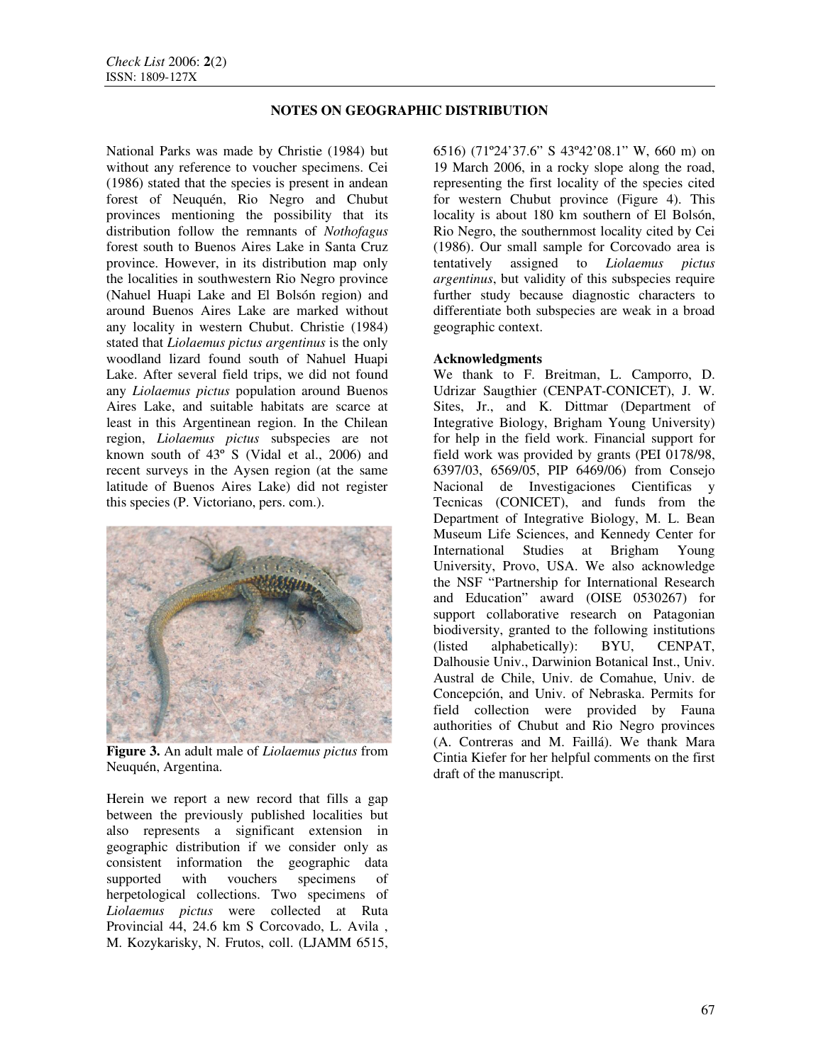## NOTES ON GEOGRAPHIC DISTRIBUTION

National Parks was made by Christie (1984) but without any reference to voucher specimens. Cei (1986) stated that the species is present in andean forest of Neuquén, Rio Negro and Chubut provinces mentioning the possibility that its distribution follow the remnants of *Nothofagus* forest south to Buenos Aires Lake in Santa Cruz province. However, in its distribution map only the localities in southwestern Rio Negro province (Nahuel Huapi Lake and El Bolsón region) and around Buenos Aires Lake are marked without any locality in western Chubut. Christie (1984) stated that *Liolaemus pictus argentinus* is the only woodland lizard found south of Nahuel Huapi Lake. After several field trips, we did not found any *Liolaemus pictus* population around Buenos Aires Lake, and suitable habitats are scarce at least in this Argentinean region. In the Chilean region, *Liolaemus pictus* subspecies are not known south of 43º S (Vidal et al., 2006) and recent surveys in the Aysen region (at the same latitude of Buenos Aires Lake) did not register this species (P. Victoriano, pers. com.).

**Figure 3.** An adult male of *Liolaemus pictus* from Neuquén, Argentina.

Herein we report a new record that fills a gap between the previously published localities but also represents a significant extension in geographic distribution if we consider only as consistent information the geographic data supported with vouchers specimens of herpetological collections. Two specimens of *Liolaemus pictus* were collected at Ruta Provincial 44, 24.6 km S Corcovado, L. Avila , M. Kozykarisky, N. Frutos, coll. (LJAMM 6515, 6516) (71º24'37.6" S 43º42'08.1" W, 660 m) on 19 March 2006, in a rocky slope along the road, representing the first locality of the species cited for western Chubut province (Figure 4). This locality is about 180 km southern of El Bolsón, Rio Negro, the southernmost locality cited by Cei (1986). Our small sample for Corcovado area is tentatively assigned to *Liolaemus pictus argentinus*, but validity of this subspecies require further study because diagnostic characters to differentiate both subspecies are weak in a broad geographic context.

### Acknowledgments

We thank to F. Breitman, L. Camporro, D. Udrizar Saugthier (CENPAT-CONICET), J. W. Sites, Jr., and K. Dittmar (Department of Integrative Biology, Brigham Young University) for help in the field work. Financial support for field work was provided by grants (PEI 0178/98, 6397/03, 6569/05, PIP 6469/06) from Consejo Nacional de Investigaciones Cientificas y Tecnicas (CONICET), and funds from the Department of Integrative Biology, M. L. Bean Museum Life Sciences, and Kennedy Center for International Studies at Brigham Young University, Provo, USA. We also acknowledge the NSF "Partnership for International Research and Education" award (OISE 0530267) for support collaborative research on Patagonian biodiversity, granted to the following institutions (listed alphabetically): BYU, CENPAT, Dalhousie Univ., Darwinion Botanical Inst., Univ. Austral de Chile, Univ. de Comahue, Univ. de Concepción, and Univ. of Nebraska. Permits for field collection were provided by Fauna authorities of Chubut and Rio Negro provinces (A. Contreras and M. Faillá). We thank Mara Cintia Kiefer for her helpful comments on the first draft of the manuscript.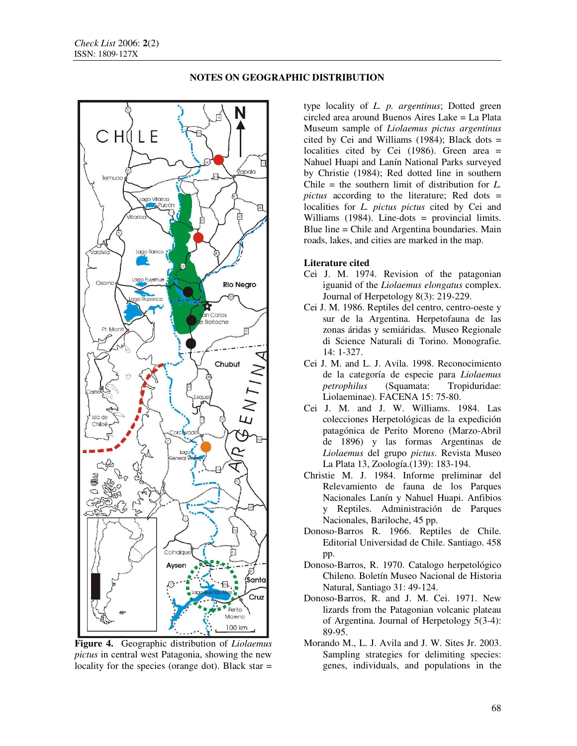## NOTES ON GEOGRAPHIC DISTRIBUTION

**Figure 4.** Geographic distribution of *Liolaemus pictus* in central west Patagonia, showing the new locality for the species (orange dot). Black star = type locality of *L. p. argentinus*; Dotted green circled area around Buenos Aires Lake = La Plata Museum sample of *Liolaemus pictus argentinus* cited by Cei and Williams (1984); Black dots = localities cited by Cei (1986). Green area = Nahuel Huapi and Lanín National Parks surveyed by Christie (1984); Red dotted line in southern Chile = the southern limit of distribution for *L. pictus* according to the literature; Red dots = localities for *L. pictus pictus* cited by Cei and Williams (1984). Line-dots = provincial limits. Blue line = Chile and Argentina boundaries. Main roads, lakes, and cities are marked in the map.

### Literature cited

Cei J. M. 1974. Revision of the patagonian iguanid of the *Liolaemus elongatus* complex. Journal of Herpetology 8(3): 219-229.

Cei J. M. 1986. Reptiles del centro, centro-oeste y sur de la Argentina. Herpetofauna de las zonas áridas y semiáridas. Museo Regionale di Science Naturali di Torino. Monografie. 14: 1-327.

Cei J. M. and L. J. Avila. 1998. Reconocimiento de la categoría de especie para *Liolaemus petrophilus* (Squamata: Tropiduridae: Liolaeminae). FACENA 15: 75-80.

Cei J. M. and J. W. Williams. 1984. Las colecciones Herpetológicas de la expedición patagónica de Perito Moreno (Marzo-Abril de 1896) y las formas Argentinas de *Liolaemus* del grupo *pictus*. Revista Museo La Plata 13, Zoología.(139): 183-194.

Christie M. J. 1984. Informe preliminar del Relevamiento de fauna de los Parques Nacionales Lanín y Nahuel Huapi. Anfibios y Reptiles. Administración de Parques Nacionales, Bariloche, 45 pp.

Donoso-Barros R. 1966. Reptiles de Chile. Editorial Universidad de Chile. Santiago. 458 pp.

Donoso-Barros, R. 1970. Catalogo herpetológico Chileno. Boletín Museo Nacional de Historia Natural, Santiago 31: 49-124.

Donoso-Barros, R. and J. M. Cei. 1971. New lizards from the Patagonian volcanic plateau of Argentina. Journal of Herpetology 5(3-4): 89-95.

Morando M., L. J. Avila and J. W. Sites Jr. 2003. Sampling strategies for delimiting species: genes, individuals, and populations in the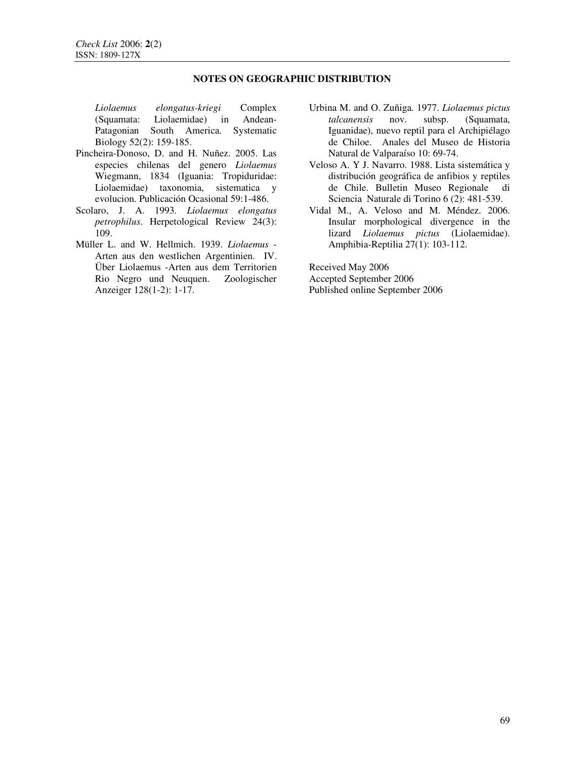*Liolaemus elongatus-kriegi* Complex (Squamata: Liolaemidae) in Andean-Patagonian South America. Systematic Biology 52(2): 159-185.

Pincheira-Donoso, D. and H. Nuñez. 2005. Las especies chilenas del genero *Liolaemus* Wiegmann, 1834 (Iguania: Tropiduridae: Liolaemidae) taxonomia, sistematica y evolucion. Publicación Ocasional 59:1-486.

Scolaro, J. A. 1993. *Liolaemus elongatus petrophilus*. Herpetological Review 24(3): 109.

Müller L. and W. Hellmich. 1939. *Liolaemus* - Arten aus den westlichen Argentinien. IV. Über Liolaemus -Arten aus dem Territorien Rio Negro und Neuquen. Zoologischer Anzeiger 128(1-2): 1-17.

Urbina M. and O. Zuñiga. 1977. *Liolaemus pictus talcanensis* nov. subsp. (Squamata, Iguanidae), nuevo reptil para el Archipiélago de Chiloe. Anales del Museo de Historia Natural de Valparaíso 10: 69-74.

Veloso A. Y J. Navarro. 1988. Lista sistemática y distribución geográfica de anfibios y reptiles de Chile. Bulletin Museo Regionale di Sciencia Naturale di Torino 6 (2): 481-539.

Vidal M., A. Veloso and M. Méndez. 2006. Insular morphological divergence in the lizard *Liolaemus pictus* (Liolaemidae). Amphibia-Reptilia 27(1): 103-112.

Received May 2006
Accepted September 2006
Published online September 2006